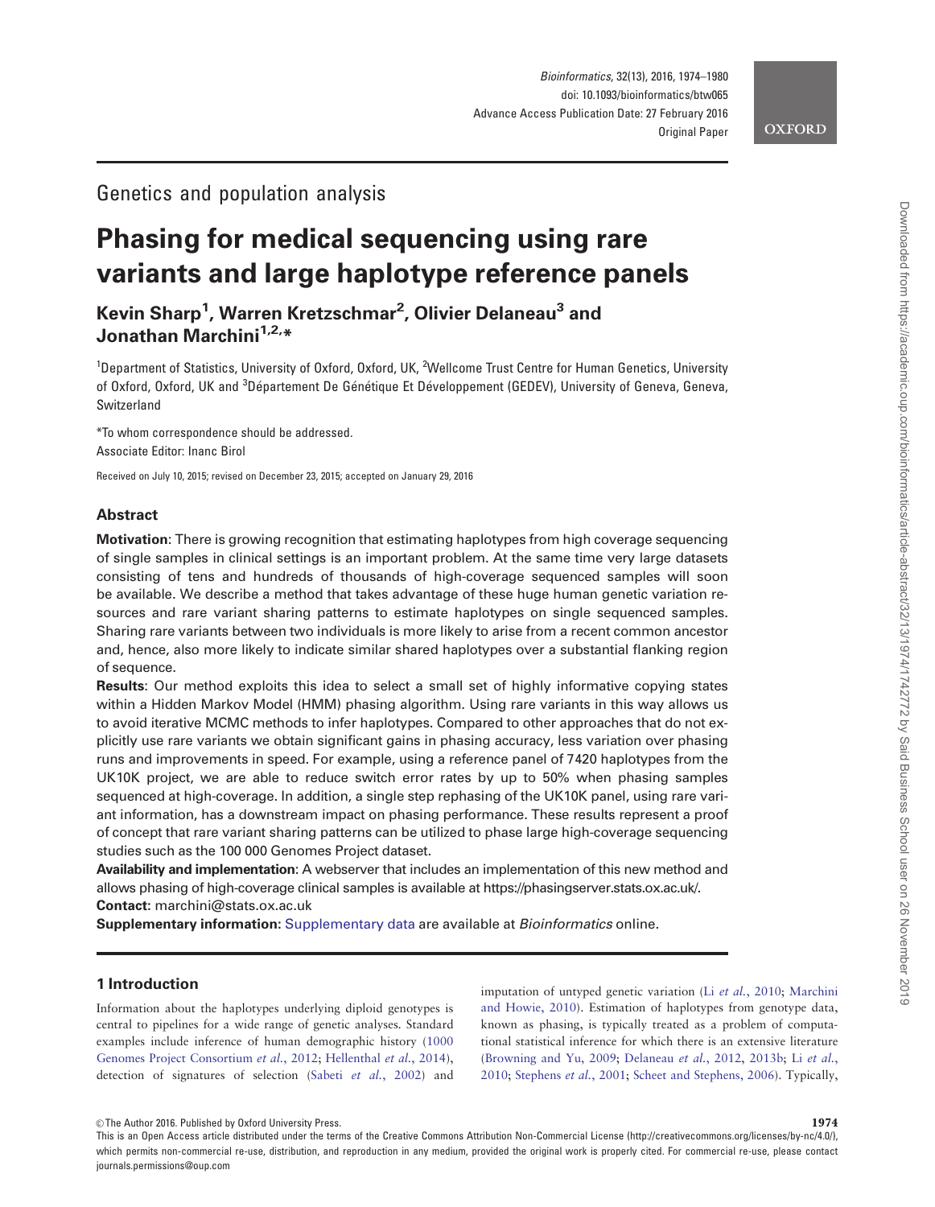Genetics and population analysis

# Phasing for medical sequencing using rare variants and large haplotype reference panels

**Kevin Sharp[1], Warren Kretzschmar[2], Olivier Delaneau[3] and Jonathan Marchini[1,2,*]**

[1]Department of Statistics, University of Oxford, Oxford, UK, [2]Wellcome Trust Centre for Human Genetics, University of Oxford, Oxford, UK and [3]Département De Génétique Et Développement (GEDEV), University of Geneva, Geneva, Switzerland

*To whom correspondence should be addressed.
Associate Editor: Inanc Birol

Received on July 10, 2015; revised on December 23, 2015; accepted on January 29, 2016

## Abstract

**Motivation**: There is growing recognition that estimating haplotypes from high coverage sequencing of single samples in clinical settings is an important problem. At the same time very large datasets consisting of tens and hundreds of thousands of high-coverage sequenced samples will soon be available. We describe a method that takes advantage of these huge human genetic variation resources and rare variant sharing patterns to estimate haplotypes on single sequenced samples. Sharing rare variants between two individuals is more likely to arise from a recent common ancestor and, hence, also more likely to indicate similar shared haplotypes over a substantial flanking region of sequence.

**Results**: Our method exploits this idea to select a small set of highly informative copying states within a Hidden Markov Model (HMM) phasing algorithm. Using rare variants in this way allows us to avoid iterative MCMC methods to infer haplotypes. Compared to other approaches that do not explicitly use rare variants we obtain significant gains in phasing accuracy, less variation over phasing runs and improvements in speed. For example, using a reference panel of 7420 haplotypes from the UK10K project, we are able to reduce switch error rates by up to 50% when phasing samples sequenced at high-coverage. In addition, a single step rephasing of the UK10K panel, using rare variant information, has a downstream impact on phasing performance. These results represent a proof of concept that rare variant sharing patterns can be utilized to phase large high-coverage sequencing studies such as the 100 000 Genomes Project dataset.

**Availability and implementation**: A webserver that includes an implementation of this new method and allows phasing of high-coverage clinical samples is available at https://phasingserver.stats.ox.ac.uk/.

**Contact:** marchini@stats.ox.ac.uk

**Supplementary information:** Supplementary data are available at *Bioinformatics* online.

## 1 Introduction

Information about the haplotypes underlying diploid genotypes is central to pipelines for a wide range of genetic analyses. Standard examples include inference of human demographic history (1000 Genomes Project Consortium *et al.*, 2012; Hellenthal *et al.*, 2014), detection of signatures of selection (Sabeti *et al.*, 2002) and imputation of untyped genetic variation (Li *et al.*, 2010; Marchini and Howie, 2010). Estimation of haplotypes from genotype data, known as phasing, is typically treated as a problem of computational statistical inference for which there is an extensive literature (Browning and Yu, 2009; Delaneau *et al.*, 2012, 2013b; Li *et al.*, 2010; Stephens *et al.*, 2001; Scheet and Stephens, 2006). Typically,

© The Author 2016. Published by Oxford University Press.
This is an Open Access article distributed under the terms of the Creative Commons Attribution Non-Commercial License (http://creativecommons.org/licenses/by-nc/4.0/), which permits non-commercial re-use, distribution, and reproduction in any medium, provided the original work is properly cited. For commercial re-use, please contact journals.permissions@oup.com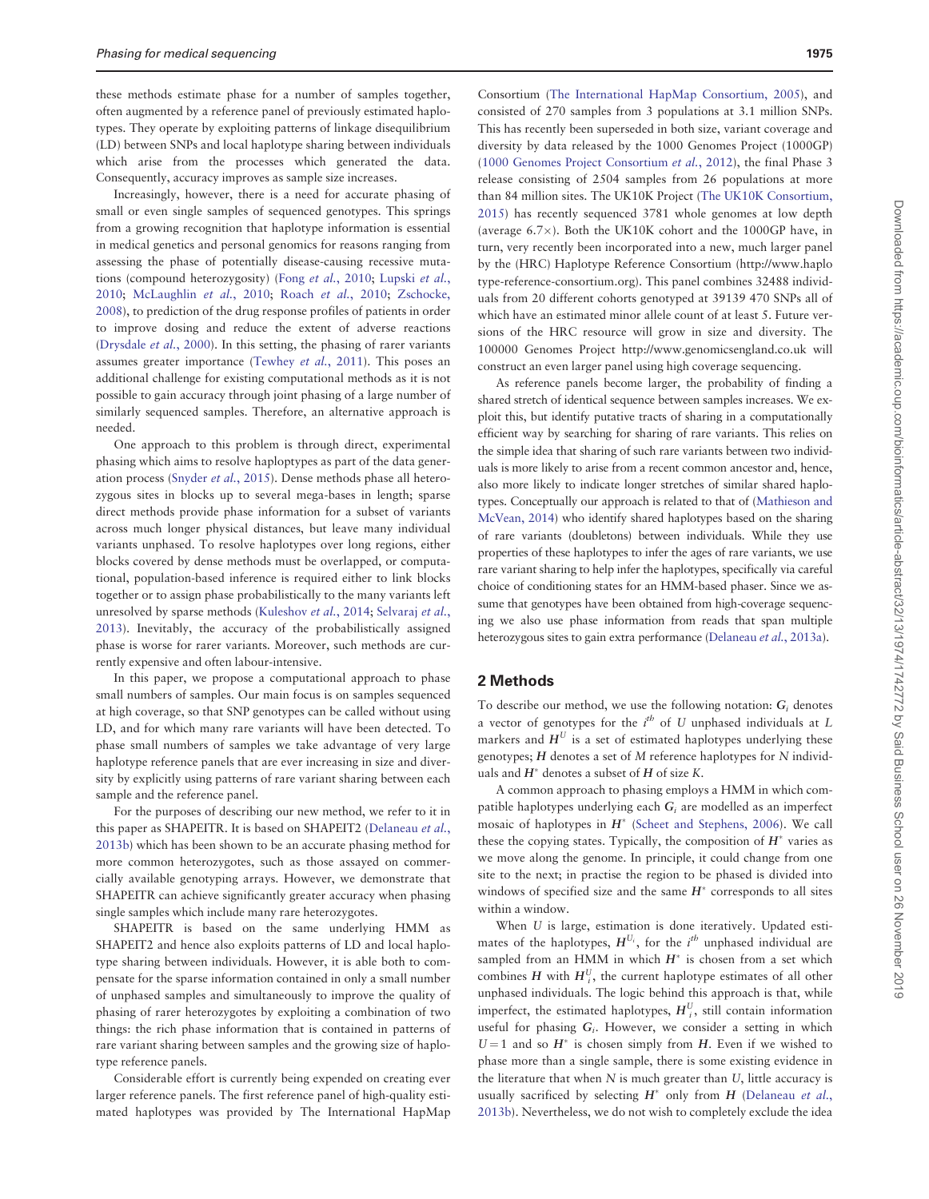these methods estimate phase for a number of samples together, often augmented by a reference panel of previously estimated haplotypes. They operate by exploiting patterns of linkage disequilibrium (LD) between SNPs and local haplotype sharing between individuals which arise from the processes which generated the data. Consequently, accuracy improves as sample size increases.

Increasingly, however, there is a need for accurate phasing of small or even single samples of sequenced genotypes. This springs from a growing recognition that haplotype information is essential in medical genetics and personal genomics for reasons ranging from assessing the phase of potentially disease-causing recessive mutations (compound heterozygosity) (Fong *et al.*, 2010; Lupski *et al.*, 2010; McLaughlin *et al.*, 2010; Roach *et al.*, 2010; Zschocke, 2008), to prediction of the drug response profiles of patients in order to improve dosing and reduce the extent of adverse reactions (Drysdale *et al.*, 2000). In this setting, the phasing of rarer variants assumes greater importance (Tewhey *et al.*, 2011). This poses an additional challenge for existing computational methods as it is not possible to gain accuracy through joint phasing of a large number of similarly sequenced samples. Therefore, an alternative approach is needed.

One approach to this problem is through direct, experimental phasing which aims to resolve haploptypes as part of the data generation process (Snyder *et al.*, 2015). Dense methods phase all heterozygous sites in blocks up to several mega-bases in length; sparse direct methods provide phase information for a subset of variants across much longer physical distances, but leave many individual variants unphased. To resolve haplotypes over long regions, either blocks covered by dense methods must be overlapped, or computational, population-based inference is required either to link blocks together or to assign phase probabilistically to the many variants left unresolved by sparse methods (Kuleshov *et al.*, 2014; Selvaraj *et al.*, 2013). Inevitably, the accuracy of the probabilistically assigned phase is worse for rarer variants. Moreover, such methods are currently expensive and often labour-intensive.

In this paper, we propose a computational approach to phase small numbers of samples. Our main focus is on samples sequenced at high coverage, so that SNP genotypes can be called without using LD, and for which many rare variants will have been detected. To phase small numbers of samples we take advantage of very large haplotype reference panels that are ever increasing in size and diversity by explicitly using patterns of rare variant sharing between each sample and the reference panel.

For the purposes of describing our new method, we refer to it in this paper as SHAPEITR. It is based on SHAPEIT2 (Delaneau *et al.*, 2013b) which has been shown to be an accurate phasing method for more common heterozygotes, such as those assayed on commercially available genotyping arrays. However, we demonstrate that SHAPEITR can achieve significantly greater accuracy when phasing single samples which include many rare heterozygotes.

SHAPEITR is based on the same underlying HMM as SHAPEIT2 and hence also exploits patterns of LD and local haplotype sharing between individuals. However, it is able both to compensate for the sparse information contained in only a small number of unphased samples and simultaneously to improve the quality of phasing of rarer heterozygotes by exploiting a combination of two things: the rich phase information that is contained in patterns of rare variant sharing between samples and the growing size of haplotype reference panels.

Considerable effort is currently being expended on creating ever larger reference panels. The first reference panel of high-quality estimated haplotypes was provided by The International HapMap Consortium (The International HapMap Consortium, 2005), and consisted of 270 samples from 3 populations at 3.1 million SNPs. This has recently been superseded in both size, variant coverage and diversity by data released by the 1000 Genomes Project (1000GP) (1000 Genomes Project Consortium *et al.*, 2012), the final Phase 3 release consisting of 2504 samples from 26 populations at more than 84 million sites. The UK10K Project (The UK10K Consortium, 2015) has recently sequenced 3781 whole genomes at low depth (average 6.7×). Both the UK10K cohort and the 1000GP have, in turn, very recently been incorporated into a new, much larger panel by the (HRC) Haplotype Reference Consortium (http://www.haplotype-reference-consortium.org). This panel combines 32488 individuals from 20 different cohorts genotyped at 39139 470 SNPs all of which have an estimated minor allele count of at least 5. Future versions of the HRC resource will grow in size and diversity. The 100000 Genomes Project http://www.genomicsengland.co.uk will construct an even larger panel using high coverage sequencing.

As reference panels become larger, the probability of finding a shared stretch of identical sequence between samples increases. We exploit this, but identify putative tracts of sharing in a computationally efficient way by searching for sharing of rare variants. This relies on the simple idea that sharing of such rare variants between two individuals is more likely to arise from a recent common ancestor and, hence, also more likely to indicate longer stretches of similar shared haplotypes. Conceptually our approach is related to that of (Mathieson and McVean, 2014) who identify shared haplotypes based on the sharing of rare variants (doubletons) between individuals. While they use properties of these haplotypes to infer the ages of rare variants, we use rare variant sharing to help infer the haplotypes, specifically via careful choice of conditioning states for an HMM-based phaser. Since we assume that genotypes have been obtained from high-coverage sequencing we also use phase information from reads that span multiple heterozygous sites to gain extra performance (Delaneau *et al.*, 2013a).

## 2 Methods

To describe our method, we use the following notation: $\boldsymbol{G}_i$ denotes a vector of genotypes for the $i^{th}$ of $U$ unphased individuals at $L$ markers and $\boldsymbol{H}^U$ is a set of estimated haplotypes underlying these genotypes; $\boldsymbol{H}$ denotes a set of $M$ reference haplotypes for $N$ individuals and $\boldsymbol{H}^*$ denotes a subset of $\boldsymbol{H}$ of size $K$.

A common approach to phasing employs a HMM in which compatible haplotypes underlying each $\boldsymbol{G}_i$ are modelled as an imperfect mosaic of haplotypes in $\boldsymbol{H}^*$ (Scheet and Stephens, 2006). We call these the copying states. Typically, the composition of $\boldsymbol{H}^*$ varies as we move along the genome. In principle, it could change from one site to the next; in practise the region to be phased is divided into windows of specified size and the same $\boldsymbol{H}^*$ corresponds to all sites within a window.

When $U$ is large, estimation is done iteratively. Updated estimates of the haplotypes, $\boldsymbol{H}^{U_i}$, for the $i^{th}$ unphased individual are sampled from an HMM in which $\boldsymbol{H}^*$ is chosen from a set which combines $\boldsymbol{H}$ with $\boldsymbol{H}^U_{\bar{i}}$, the current haplotype estimates of all other unphased individuals. The logic behind this approach is that, while imperfect, the estimated haplotypes, $\boldsymbol{H}^U_{\bar{i}}$, still contain information useful for phasing $\boldsymbol{G}_i$. However, we consider a setting in which $U = 1$ and so $\boldsymbol{H}^*$ is chosen simply from $\boldsymbol{H}$. Even if we wished to phase more than a single sample, there is some existing evidence in the literature that when $N$ is much greater than $U$, little accuracy is usually sacrificed by selecting $\boldsymbol{H}^*$ only from $\boldsymbol{H}$ (Delaneau *et al.*, 2013b). Nevertheless, we do not wish to completely exclude the idea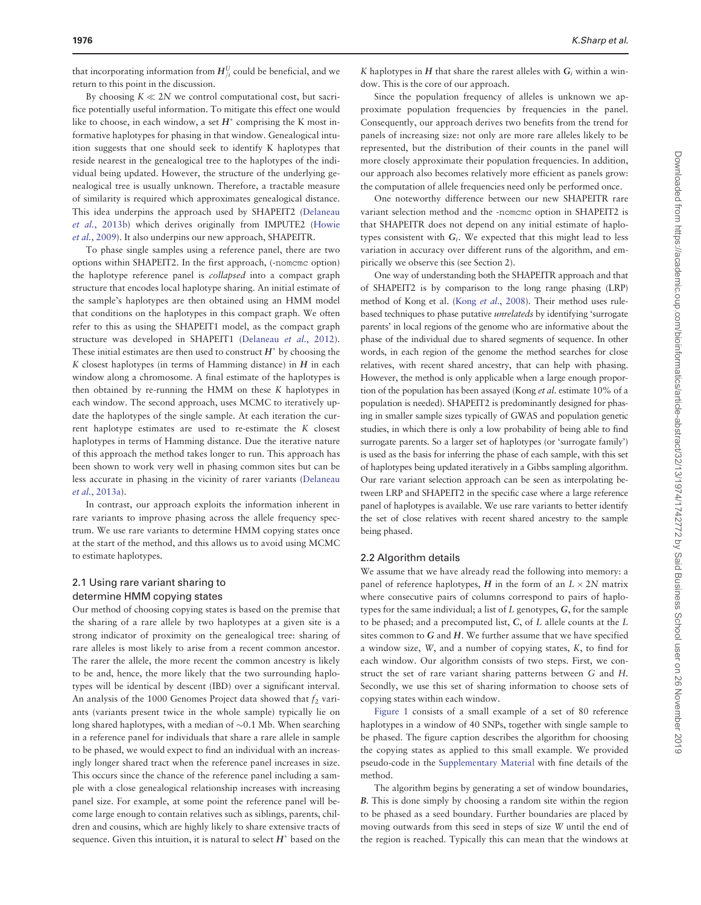that incorporating information from $\boldsymbol{H}^{U}_{/i}$ could be beneficial, and we return to this point in the discussion.

By choosing $K \ll 2N$ we control computational cost, but sacrifice potentially useful information. To mitigate this effect one would like to choose, in each window, a set $\boldsymbol{H}^{*}$ comprising the K most informative haplotypes for phasing in that window. Genealogical intuition suggests that one should seek to identify K haplotypes that reside nearest in the genealogical tree to the haplotypes of the individual being updated. However, the structure of the underlying genealogical tree is usually unknown. Therefore, a tractable measure of similarity is required which approximates genealogical distance. This idea underpins the approach used by SHAPEIT2 (Delaneau *et al.*, 2013b) which derives originally from IMPUTE2 (Howie *et al.*, 2009). It also underpins our new approach, SHAPEITR.

To phase single samples using a reference panel, there are two options within SHAPEIT2. In the first approach, (-nomcmc option) the haplotype reference panel is *collapsed* into a compact graph structure that encodes local haplotype sharing. An initial estimate of the sample's haplotypes are then obtained using an HMM model that conditions on the haplotypes in this compact graph. We often refer to this as using the SHAPEIT1 model, as the compact graph structure was developed in SHAPEIT1 (Delaneau *et al.*, 2012). These initial estimates are then used to construct $\boldsymbol{H}^{*}$ by choosing the $K$ closest haplotypes (in terms of Hamming distance) in $\boldsymbol{H}$ in each window along a chromosome. A final estimate of the haplotypes is then obtained by re-running the HMM on these $K$ haplotypes in each window. The second approach, uses MCMC to iteratively update the haplotypes of the single sample. At each iteration the current haplotype estimates are used to re-estimate the $K$ closest haplotypes in terms of Hamming distance. Due the iterative nature of this approach the method takes longer to run. This approach has been shown to work very well in phasing common sites but can be less accurate in phasing in the vicinity of rarer variants (Delaneau *et al.*, 2013a).

In contrast, our approach exploits the information inherent in rare variants to improve phasing across the allele frequency spectrum. We use rare variants to determine HMM copying states once at the start of the method, and this allows us to avoid using MCMC to estimate haplotypes.

## 2.1 Using rare variant sharing to determine HMM copying states

Our method of choosing copying states is based on the premise that the sharing of a rare allele by two haplotypes at a given site is a strong indicator of proximity on the genealogical tree: sharing of rare alleles is most likely to arise from a recent common ancestor. The rarer the allele, the more recent the common ancestry is likely to be and, hence, the more likely that the two surrounding haplotypes will be identical by descent (IBD) over a significant interval. An analysis of the 1000 Genomes Project data showed that $f_2$ variants (variants present twice in the whole sample) typically lie on long shared haplotypes, with a median of ~0.1 Mb. When searching in a reference panel for individuals that share a rare allele in sample to be phased, we would expect to find an individual with an increasingly longer shared tract when the reference panel increases in size. This occurs since the chance of the reference panel including a sample with a close genealogical relationship increases with increasing panel size. For example, at some point the reference panel will become large enough to contain relatives such as siblings, parents, children and cousins, which are highly likely to share extensive tracts of sequence. Given this intuition, it is natural to select $\boldsymbol{H}^{*}$ based on the $K$ haplotypes in $\boldsymbol{H}$ that share the rarest alleles with $\boldsymbol{G}_i$ within a window. This is the core of our approach.

Since the population frequency of alleles is unknown we approximate population frequencies by frequencies in the panel. Consequently, our approach derives two benefits from the trend for panels of increasing size: not only are more rare alleles likely to be represented, but the distribution of their counts in the panel will more closely approximate their population frequencies. In addition, our approach also becomes relatively more efficient as panels grow: the computation of allele frequencies need only be performed once.

One noteworthy difference between our new SHAPEITR rare variant selection method and the -nomcmc option in SHAPEIT2 is that SHAPEITR does not depend on any initial estimate of haplotypes consistent with $\boldsymbol{G}_i$. We expected that this might lead to less variation in accuracy over different runs of the algorithm, and empirically we observe this (see Section 2).

One way of understanding both the SHAPEITR approach and that of SHAPEIT2 is by comparison to the long range phasing (LRP) method of Kong et al. (Kong *et al.*, 2008). Their method uses rule-based techniques to phase putative *unrelateds* by identifying 'surrogate parents' in local regions of the genome who are informative about the phase of the individual due to shared segments of sequence. In other words, in each region of the genome the method searches for close relatives, with recent shared ancestry, that can help with phasing. However, the method is only applicable when a large enough proportion of the population has been assayed (Kong *et al.* estimate 10% of a population is needed). SHAPEIT2 is predominantly designed for phasing in smaller sample sizes typically of GWAS and population genetic studies, in which there is only a low probability of being able to find surrogate parents. So a larger set of haplotypes (or 'surrogate family') is used as the basis for inferring the phase of each sample, with this set of haplotypes being updated iteratively in a Gibbs sampling algorithm. Our rare variant selection approach can be seen as interpolating between LRP and SHAPEIT2 in the specific case where a large reference panel of haplotypes is available. We use rare variants to better identify the set of close relatives with recent shared ancestry to the sample being phased.

## 2.2 Algorithm details

We assume that we have already read the following into memory: a panel of reference haplotypes, $\boldsymbol{H}$ in the form of an $L \times 2N$ matrix where consecutive pairs of columns correspond to pairs of haplotypes for the same individual; a list of $L$ genotypes, $\boldsymbol{G}$, for the sample to be phased; and a precomputed list, $\boldsymbol{C}$, of $L$ allele counts at the $L$ sites common to $\boldsymbol{G}$ and $\boldsymbol{H}$. We further assume that we have specified a window size, $W$, and a number of copying states, $K$, to find for each window. Our algorithm consists of two steps. First, we construct the set of rare variant sharing patterns between $G$ and $H$. Secondly, we use this set of sharing information to choose sets of copying states within each window.

Figure 1 consists of a small example of a set of 80 reference haplotypes in a window of 40 SNPs, together with single sample to be phased. The figure caption describes the algorithm for choosing the copying states as applied to this small example. We provided pseudo-code in the Supplementary Material with fine details of the method.

The algorithm begins by generating a set of window boundaries, $\boldsymbol{B}$. This is done simply by choosing a random site within the region to be phased as a seed boundary. Further boundaries are placed by moving outwards from this seed in steps of size $W$ until the end of the region is reached. Typically this can mean that the windows at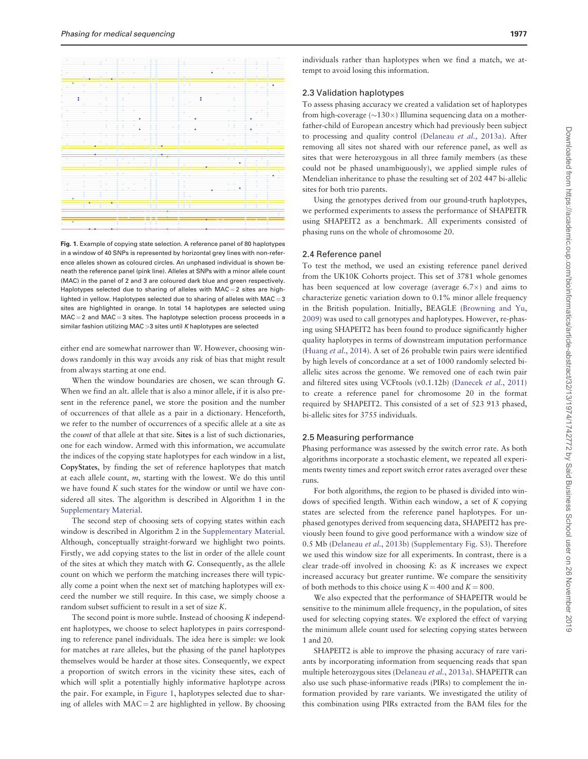Fig. 1. Example of copying state selection. A reference panel of 80 haplotypes in a window of 40 SNPs is represented by horizontal grey lines with non-reference alleles shown as coloured circles. An unphased individual is shown beneath the reference panel (pink line). Alleles at SNPs with a minor allele count (MAC) in the panel of 2 and 3 are coloured dark blue and green respectively. Haplotypes selected due to sharing of alleles with MAC = 2 sites are highlighted in yellow. Haplotypes selected due to sharing of alleles with MAC = 3 sites are highlighted in orange. In total 14 haplotypes are selected using MAC = 2 and MAC = 3 sites. The haplotype selection process proceeds in a similar fashion utilizing MAC >3 sites until *K* haplotypes are selected

either end are somewhat narrower than *W*. However, choosing windows randomly in this way avoids any risk of bias that might result from always starting at one end.

When the window boundaries are chosen, we scan through ***G***. When we find an alt. allele that is also a minor allele, if it is also present in the reference panel, we store the position and the number of occurrences of that allele as a pair in a dictionary. Henceforth, we refer to the number of occurrences of a specific allele at a site as the *count* of that allele at that site. **Sites** is a list of such dictionaries, one for each window. Armed with this information, we accumulate the indices of the copying state haplotypes for each window in a list, **CopyStates**, by finding the set of reference haplotypes that match at each allele count, *m*, starting with the lowest. We do this until we have found *K* such states for the window or until we have considered all sites. The algorithm is described in Algorithm 1 in the Supplementary Material.

The second step of choosing sets of copying states within each window is described in Algorithm 2 in the Supplementary Material. Although, conceptually straight-forward we highlight two points. Firstly, we add copying states to the list in order of the allele count of the sites at which they match with ***G***. Consequently, as the allele count on which we perform the matching increases there will typically come a point when the next set of matching haplotypes will exceed the number we still require. In this case, we simply choose a random subset sufficient to result in a set of size *K*.

The second point is more subtle. Instead of choosing *K* independent haplotypes, we choose to select haplotypes in pairs corresponding to reference panel individuals. The idea here is simple: we look for matches at rare alleles, but the phasing of the panel haplotypes themselves would be harder at those sites. Consequently, we expect a proportion of switch errors in the vicinity these sites, each of which will split a potentially highly informative haplotype across the pair. For example, in Figure 1, haplotypes selected due to sharing of alleles with MAC = 2 are highlighted in yellow. By choosing individuals rather than haplotypes when we find a match, we attempt to avoid losing this information.

### 2.3 Validation haplotypes

To assess phasing accuracy we created a validation set of haplotypes from high-coverage (~130×) Illumina sequencing data on a mother-father-child of European ancestry which had previously been subject to processing and quality control (Delaneau *et al.*, 2013a). After removing all sites not shared with our reference panel, as well as sites that were heterozygous in all three family members (as these could not be phased unambiguously), we applied simple rules of Mendelian inheritance to phase the resulting set of 202 447 bi-allelic sites for both trio parents.

Using the genotypes derived from our ground-truth haplotypes, we performed experiments to assess the performance of SHAPEITR using SHAPEIT2 as a benchmark. All experiments consisted of phasing runs on the whole of chromosome 20.

### 2.4 Reference panel

To test the method, we used an existing reference panel derived from the UK10K Cohorts project. This set of 3781 whole genomes has been sequenced at low coverage (average 6.7×) and aims to characterize genetic variation down to 0.1% minor allele frequency in the British population. Initially, BEAGLE (Browning and Yu, 2009) was used to call genotypes and haplotypes. However, re-phasing using SHAPEIT2 has been found to produce significantly higher quality haplotypes in terms of downstream imputation performance (Huang *et al.*, 2014). A set of 26 probable twin pairs were identified by high levels of concordance at a set of 1000 randomly selected bi-allelic sites across the genome. We removed one of each twin pair and filtered sites using VCFtools (v0.1.12b) (Danecek *et al.*, 2011) to create a reference panel for chromosome 20 in the format required by SHAPEIT2. This consisted of a set of 523 913 phased, bi-allelic sites for 3755 individuals.

### 2.5 Measuring performance

Phasing performance was assessed by the switch error rate. As both algorithms incorporate a stochastic element, we repeated all experiments twenty times and report switch error rates averaged over these runs.

For both algorithms, the region to be phased is divided into windows of specified length. Within each window, a set of *K* copying states are selected from the reference panel haplotypes. For unphased genotypes derived from sequencing data, SHAPEIT2 has previously been found to give good performance with a window size of 0.5 Mb (Delaneau *et al.*, 2013b) (Supplementary Fig. S3). Therefore we used this window size for all experiments. In contrast, there is a clear trade-off involved in choosing *K*: as *K* increases we expect increased accuracy but greater runtime. We compare the sensitivity of both methods to this choice using *K* = 400 and *K* = 800.

We also expected that the performance of SHAPEITR would be sensitive to the minimum allele frequency, in the population, of sites used for selecting copying states. We explored the effect of varying the minimum allele count used for selecting copying states between 1 and 20.

SHAPEIT2 is able to improve the phasing accuracy of rare variants by incorporating information from sequencing reads that span multiple heterozygous sites (Delaneau *et al.*, 2013a). SHAPEITR can also use such phase-informative reads (PIRs) to complement the information provided by rare variants. We investigated the utility of this combination using PIRs extracted from the BAM files for the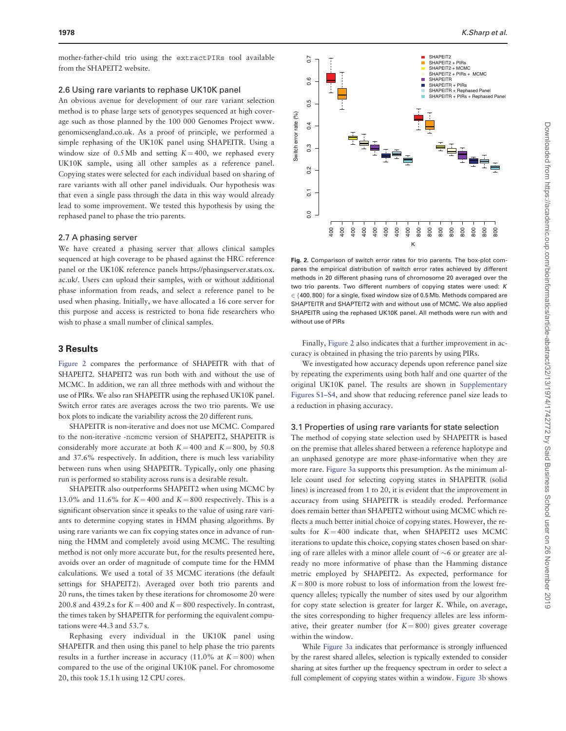mother-father-child trio using the extractPIRs tool available from the SHAPEIT2 website.

### 2.6 Using rare variants to rephase UK10K panel

An obvious avenue for development of our rare variant selection method is to phase large sets of genotypes sequenced at high coverage such as those planned by the 100 000 Genomes Project www.genomicsengland.co.uk. As a proof of principle, we performed a simple rephasing of the UK10K panel using SHAPEITR. Using a window size of 0.5 Mb and setting $K = 400$, we rephased every UK10K sample, using all other samples as a reference panel. Copying states were selected for each individual based on sharing of rare variants with all other panel individuals. Our hypothesis was that even a single pass through the data in this way would already lead to some improvement. We tested this hypothesis by using the rephased panel to phase the trio parents.

### 2.7 A phasing server

We have created a phasing server that allows clinical samples sequenced at high coverage to be phased against the HRC reference panel or the UK10K reference panels https://phasingserver.stats.ox.ac.uk/. Users can upload their samples, with or without additional phase information from reads, and select a reference panel to be used when phasing. Initially, we have allocated a 16 core server for this purpose and access is restricted to bona fide researchers who wish to phase a small number of clinical samples.

## 3 Results

Figure 2 compares the performance of SHAPEITR with that of SHAPEIT2. SHAPEIT2 was run both with and without the use of MCMC. In addition, we ran all three methods with and without the use of PIRs. We also ran SHAPEITR using the rephased UK10K panel. Switch error rates are averages across the two trio parents. We use box plots to indicate the variability across the 20 different runs.

SHAPEITR is non-iterative and does not use MCMC. Compared to the non-iterative -nomcmc version of SHAPEIT2, SHAPEITR is considerably more accurate at both $K = 400$ and $K = 800$, by 50.8 and 37.6% respectively. In addition, there is much less variability between runs when using SHAPEITR. Typically, only one phasing run is performed so stability across runs is a desirable result.

SHAPEITR also outperforms SHAPEIT2 when using MCMC by 13.0% and 11.6% for $K = 400$ and $K = 800$ respectively. This is a significant observation since it speaks to the value of using rare variants to determine copying states in HMM phasing algorithms. By using rare variants we can fix copying states once in advance of running the HMM and completely avoid using MCMC. The resulting method is not only more accurate but, for the results presented here, avoids over an order of magnitude of compute time for the HMM calculations. We used a total of 35 MCMC iterations (the default settings for SHAPEIT2). Averaged over both trio parents and 20 runs, the times taken by these iterations for chromosome 20 were 200.8 and 439.2 s for $K = 400$ and $K = 800$ respectively. In contrast, the times taken by SHAPEITR for performing the equivalent computations were 44.3 and 53.7 s.

Rephasing every individual in the UK10K panel using SHAPEITR and then using this panel to help phase the trio parents results in a further increase in accuracy (11.0% at $K = 800$) when compared to the use of the original UK10K panel. For chromosome 20, this took 15.1 h using 12 CPU cores.

**Fig. 2.** Comparison of switch error rates for trio parents. The box-plot compares the empirical distribution of switch error rates achieved by different methods in 20 different phasing runs of chromosome 20 averaged over the two trio parents. Two different numbers of copying states were used: $K \in \{400, 800\}$ for a single, fixed window size of 0.5 Mb. Methods compared are SHAPEITR and SHAPTEIT2 with and without use of MCMC. We also applied SHAPEITR using the rephased UK10K panel. All methods were run with and without use of PIRs

Finally, Figure 2 also indicates that a further improvement in accuracy is obtained in phasing the trio parents by using PIRs.

We investigated how accuracy depends upon reference panel size by repeating the experiments using both half and one quarter of the original UK10K panel. The results are shown in Supplementary Figures S1–S4, and show that reducing reference panel size leads to a reduction in phasing accuracy.

### 3.1 Properties of using rare variants for state selection

The method of copying state selection used by SHAPEITR is based on the premise that alleles shared between a reference haplotype and an unphased genotype are more phase-informative when they are more rare. Figure 3a supports this presumption. As the minimum allele count used for selecting copying states in SHAPEITR (solid lines) is increased from 1 to 20, it is evident that the improvement in accuracy from using SHAPEITR is steadily eroded. Performance does remain better than SHAPEIT2 without using MCMC which reflects a much better initial choice of copying states. However, the results for $K = 400$ indicate that, when SHAPEIT2 uses MCMC iterations to update this choice, copying states chosen based on sharing of rare alleles with a minor allele count of $\sim$6 or greater are already no more informative of phase than the Hamming distance metric employed by SHAPEIT2. As expected, performance for $K = 800$ is more robust to loss of information from the lowest frequency alleles; typically the number of sites used by our algorithm for copy state selection is greater for larger $K$. While, on average, the sites corresponding to higher frequency alleles are less informative, their greater number (for $K = 800$) gives greater coverage within the window.

While Figure 3a indicates that performance is strongly influenced by the rarest shared alleles, selection is typically extended to consider sharing at sites further up the frequency spectrum in order to select a full complement of copying states within a window. Figure 3b shows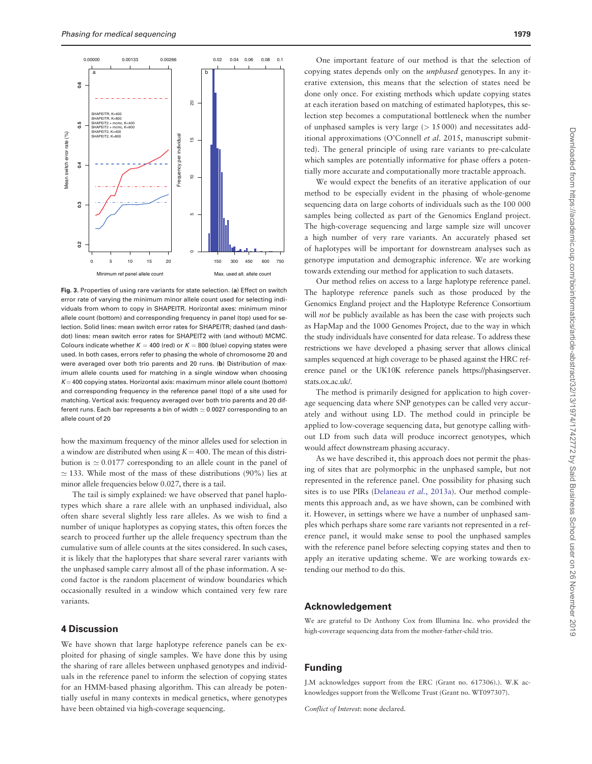Fig. 3. Properties of using rare variants for state selection. (**a**) Effect on switch error rate of varying the minimum minor allele count used for selecting individuals from whom to copy in SHAPEITR. Horizontal axes: minimum minor allele count (bottom) and corresponding frequency in panel (top) used for selection. Solid lines: mean switch error rates for SHAPEITR; dashed (and dash-dot) lines: mean switch error rates for SHAPEIT2 with (and without) MCMC. Colours indicate whether $K = 400$ (red) or $K = 800$ (blue) copying states were used. In both cases, errors refer to phasing the whole of chromosome 20 and were averaged over both trio parents and 20 runs. (**b**) Distribution of maximum allele counts used for matching in a single window when choosing $K = 400$ copying states. Horizontal axis: maximum minor allele count (bottom) and corresponding frequency in the reference panel (top) of a site used for matching. Vertical axis: frequency averaged over both trio parents and 20 different runs. Each bar represents a bin of width $\simeq 0.0027$ corresponding to an allele count of 20

how the maximum frequency of the minor alleles used for selection in a window are distributed when using $K = 400$. The mean of this distribution is $\simeq 0.0177$ corresponding to an allele count in the panel of $\simeq 133$. While most of the mass of these distributions (90%) lies at minor allele frequencies below 0.027, there is a tail.

The tail is simply explained: we have observed that panel haplotypes which share a rare allele with an unphased individual, also often share several slightly less rare alleles. As we wish to find a number of unique haplotypes as copying states, this often forces the search to proceed further up the allele frequency spectrum than the cumulative sum of allele counts at the sites considered. In such cases, it is likely that the haplotypes that share several rarer variants with the unphased sample carry almost all of the phase information. A second factor is the random placement of window boundaries which occasionally resulted in a window which contained very few rare variants.

## 4 Discussion

We have shown that large haplotype reference panels can be exploited for phasing of single samples. We have done this by using the sharing of rare alleles between unphased genotypes and individuals in the reference panel to inform the selection of copying states for an HMM-based phasing algorithm. This can already be potentially useful in many contexts in medical genetics, where genotypes have been obtained via high-coverage sequencing.

One important feature of our method is that the selection of copying states depends only on the *unphased* genotypes. In any iterative extension, this means that the selection of states need be done only once. For existing methods which update copying states at each iteration based on matching of estimated haplotypes, this selection step becomes a computational bottleneck when the number of unphased samples is very large (> 15 000) and necessitates additional approximations (O'Connell *et al.* 2015, manuscript submitted). The general principle of using rare variants to pre-calculate which samples are potentially informative for phase offers a potentially more accurate and computationally more tractable approach.

We would expect the benefits of an iterative application of our method to be especially evident in the phasing of whole-genome sequencing data on large cohorts of individuals such as the 100 000 samples being collected as part of the Genomics England project. The high-coverage sequencing and large sample size will uncover a high number of very rare variants. An accurately phased set of haplotypes will be important for downstream analyses such as genotype imputation and demographic inference. We are working towards extending our method for application to such datasets.

Our method relies on access to a large haplotype reference panel. The haplotype reference panels such as those produced by the Genomics England project and the Haplotype Reference Consortium will *not* be publicly available as has been the case with projects such as HapMap and the 1000 Genomes Project, due to the way in which the study individuals have consented for data release. To address these restrictions we have developed a phasing server that allows clinical samples sequenced at high coverage to be phased against the HRC reference panel or the UK10K reference panels https://phasingserver.stats.ox.ac.uk/.

The method is primarily designed for application to high coverage sequencing data where SNP genotypes can be called very accurately and without using LD. The method could in principle be applied to low-coverage sequencing data, but genotype calling without LD from such data will produce incorrect genotypes, which would affect downstream phasing accuracy.

As we have described it, this approach does not permit the phasing of sites that are polymorphic in the unphased sample, but not represented in the reference panel. One possibility for phasing such sites is to use PIRs (Delaneau *et al.*, 2013a). Our method complements this approach and, as we have shown, can be combined with it. However, in settings where we have a number of unphased samples which perhaps share some rare variants not represented in a reference panel, it would make sense to pool the unphased samples with the reference panel before selecting copying states and then to apply an iterative updating scheme. We are working towards extending our method to do this.

## Acknowledgement

We are grateful to Dr Anthony Cox from Illumina Inc. who provided the high-coverage sequencing data from the mother-father-child trio.

## Funding

J.M acknowledges support from the ERC (Grant no. 617306).). W.K acknowledges support from the Wellcome Trust (Grant no. WT097307).

*Conflict of Interest*: none declared.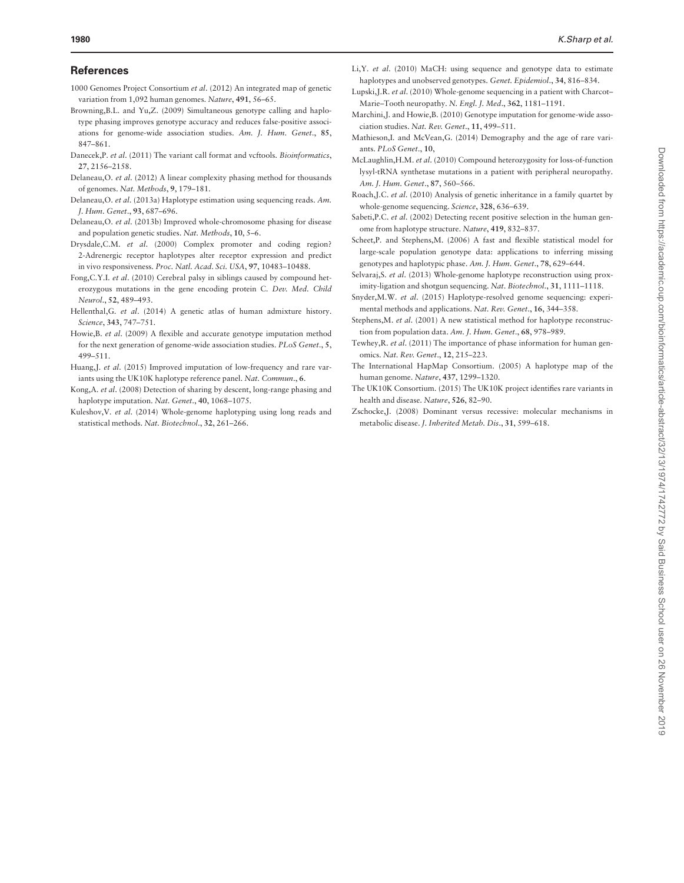## References

1000 Genomes Project Consortium *et al*. (2012) An integrated map of genetic variation from 1,092 human genomes. *Nature*, **491**, 56–65.

Browning,B.L. and Yu,Z. (2009) Simultaneous genotype calling and haplotype phasing improves genotype accuracy and reduces false-positive associations for genome-wide association studies. *Am. J. Hum. Genet*., **85**, 847–861.

Danecek,P. *et al*. (2011) The variant call format and vcftools. *Bioinformatics*, **27**, 2156–2158.

Delaneau,O. *et al*. (2012) A linear complexity phasing method for thousands of genomes. *Nat. Methods*, **9**, 179–181.

Delaneau,O. *et al*. (2013a) Haplotype estimation using sequencing reads. *Am. J. Hum. Genet*., **93**, 687–696.

Delaneau,O. *et al*. (2013b) Improved whole-chromosome phasing for disease and population genetic studies. *Nat. Methods*, **10**, 5–6.

Drysdale,C.M. *et al*. (2000) Complex promoter and coding region? 2-Adrenergic receptor haplotypes alter receptor expression and predict in vivo responsiveness. *Proc. Natl. Acad. Sci. USA*, **97**, 10483–10488.

Fong,C.Y.I. *et al*. (2010) Cerebral palsy in siblings caused by compound heterozygous mutations in the gene encoding protein C. *Dev. Med. Child Neurol*., **52**, 489–493.

Hellenthal,G. *et al*. (2014) A genetic atlas of human admixture history. *Science*, **343**, 747–751.

Howie,B. *et al*. (2009) A flexible and accurate genotype imputation method for the next generation of genome-wide association studies. *PLoS Genet*., **5**, 499–511.

Huang,J. *et al*. (2015) Improved imputation of low-frequency and rare variants using the UK10K haplotype reference panel. *Nat. Commun*., **6**.

Kong,A. *et al*. (2008) Detection of sharing by descent, long-range phasing and haplotype imputation. *Nat. Genet*., **40**, 1068–1075.

Kuleshov,V. *et al*. (2014) Whole-genome haplotyping using long reads and statistical methods. *Nat. Biotechnol*., **32**, 261–266.

Li,Y. *et al*. (2010) MaCH: using sequence and genotype data to estimate haplotypes and unobserved genotypes. *Genet. Epidemiol*., **34**, 816–834.

Lupski,J.R. *et al*. (2010) Whole-genome sequencing in a patient with Charcot–Marie–Tooth neuropathy. *N. Engl. J. Med*., **362**, 1181–1191.

Marchini,J. and Howie,B. (2010) Genotype imputation for genome-wide association studies. *Nat. Rev. Genet*., **11**, 499–511.

Mathieson,I. and McVean,G. (2014) Demography and the age of rare variants. *PLoS Genet*., **10**,

McLaughlin,H.M. *et al*. (2010) Compound heterozygosity for loss-of-function lysyl-tRNA synthetase mutations in a patient with peripheral neuropathy. *Am. J. Hum. Genet*., **87**, 560–566.

Roach,J.C. *et al*. (2010) Analysis of genetic inheritance in a family quartet by whole-genome sequencing. *Science*, **328**, 636–639.

Sabeti,P.C. *et al*. (2002) Detecting recent positive selection in the human genome from haplotype structure. *Nature*, **419**, 832–837.

Scheet,P. and Stephens,M. (2006) A fast and flexible statistical model for large-scale population genotype data: applications to inferring missing genotypes and haplotypic phase. *Am. J. Hum. Genet*., **78**, 629–644.

Selvaraj,S. *et al*. (2013) Whole-genome haplotype reconstruction using proximity-ligation and shotgun sequencing. *Nat. Biotechnol*., **31**, 1111–1118.

Snyder,M.W. *et al*. (2015) Haplotype-resolved genome sequencing: experimental methods and applications. *Nat. Rev. Genet*., **16**, 344–358.

Stephens,M. *et al*. (2001) A new statistical method for haplotype reconstruction from population data. *Am. J. Hum. Genet*., **68**, 978–989.

Tewhey,R. *et al*. (2011) The importance of phase information for human genomics. *Nat. Rev. Genet*., **12**, 215–223.

The International HapMap Consortium. (2005) A haplotype map of the human genome. *Nature*, **437**, 1299–1320.

The UK10K Consortium. (2015) The UK10K project identifies rare variants in health and disease. *Nature*, **526**, 82–90.

Zschocke,J. (2008) Dominant versus recessive: molecular mechanisms in metabolic disease. *J. Inherited Metab. Dis*., **31**, 599–618.